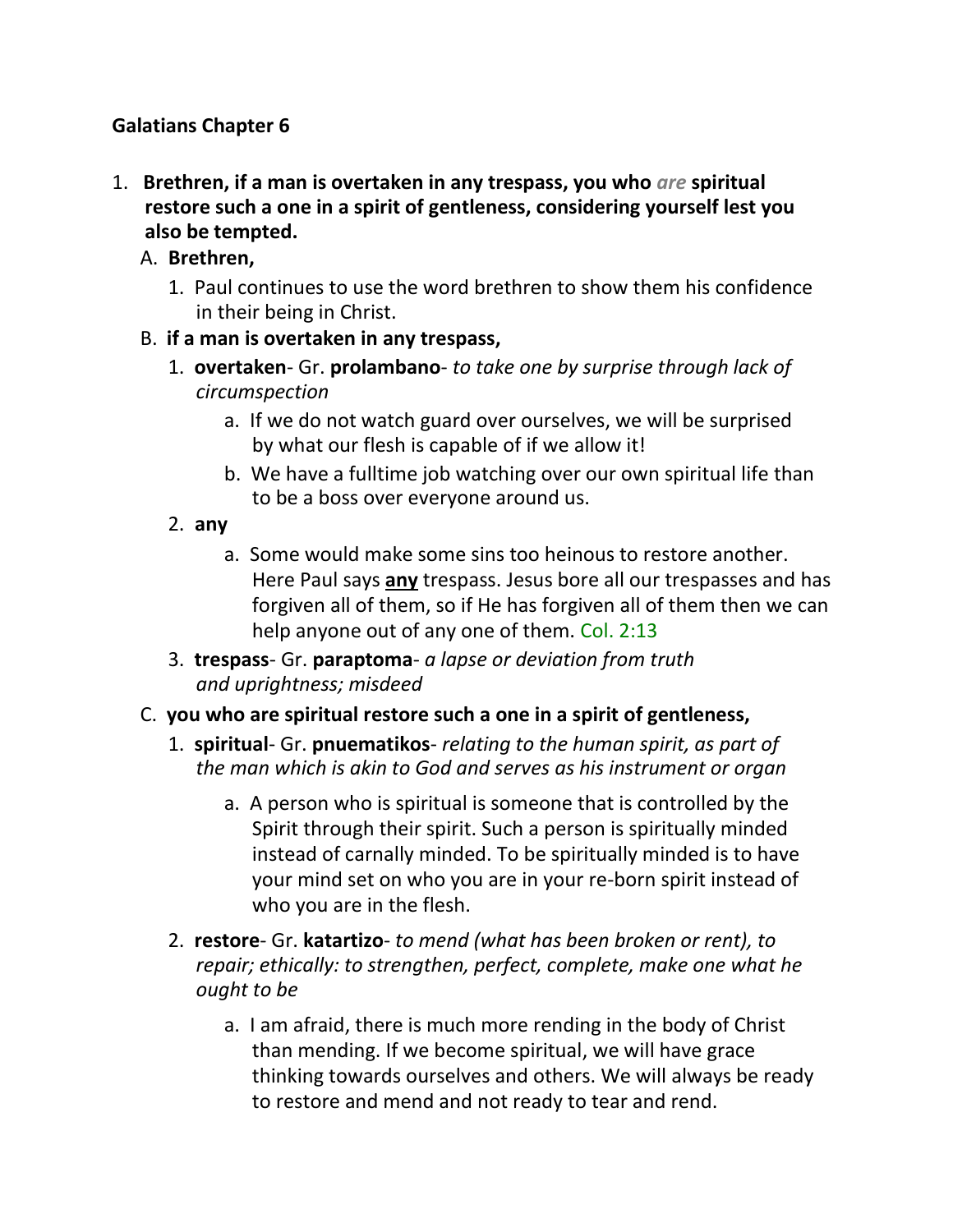**Galatians Chapter 6**

1. **Brethren, if a man is overtaken in any trespass, you who *are* spiritual restore such a one in a spirit of gentleness, considering yourself lest you also be tempted.**
   - A. **Brethren,**
     1. Paul continues to use the word brethren to show them his confidence in their being in Christ.
   - B. **if a man is overtaken in any trespass,**
     1. **overtaken**- Gr. **prolambano**- *to take one by surprise through lack of circumspection*
        - a. If we do not watch guard over ourselves, we will be surprised by what our flesh is capable of if we allow it!
        - b. We have a fulltime job watching over our own spiritual life than to be a boss over everyone around us.
     2. **any**
        - a. Some would make some sins too heinous to restore another. Here Paul says **<u>any</u>** trespass. Jesus bore all our trespasses and has forgiven all of them, so if He has forgiven all of them then we can help anyone out of any one of them. Col. 2:13
     3. **trespass**- Gr. **paraptoma**- *a lapse or deviation from truth and uprightness; misdeed*
   - C. **you who are spiritual restore such a one in a spirit of gentleness,**
     1. **spiritual**- Gr. **pnuematikos**- *relating to the human spirit, as part of the man which is akin to God and serves as his instrument or organ*
        - a. A person who is spiritual is someone that is controlled by the Spirit through their spirit. Such a person is spiritually minded instead of carnally minded. To be spiritually minded is to have your mind set on who you are in your re-born spirit instead of who you are in the flesh.
     2. **restore**- Gr. **katartizo**- *to mend (what has been broken or rent), to repair; ethically: to strengthen, perfect, complete, make one what he ought to be*
        - a. I am afraid, there is much more rending in the body of Christ than mending. If we become spiritual, we will have grace thinking towards ourselves and others. We will always be ready to restore and mend and not ready to tear and rend.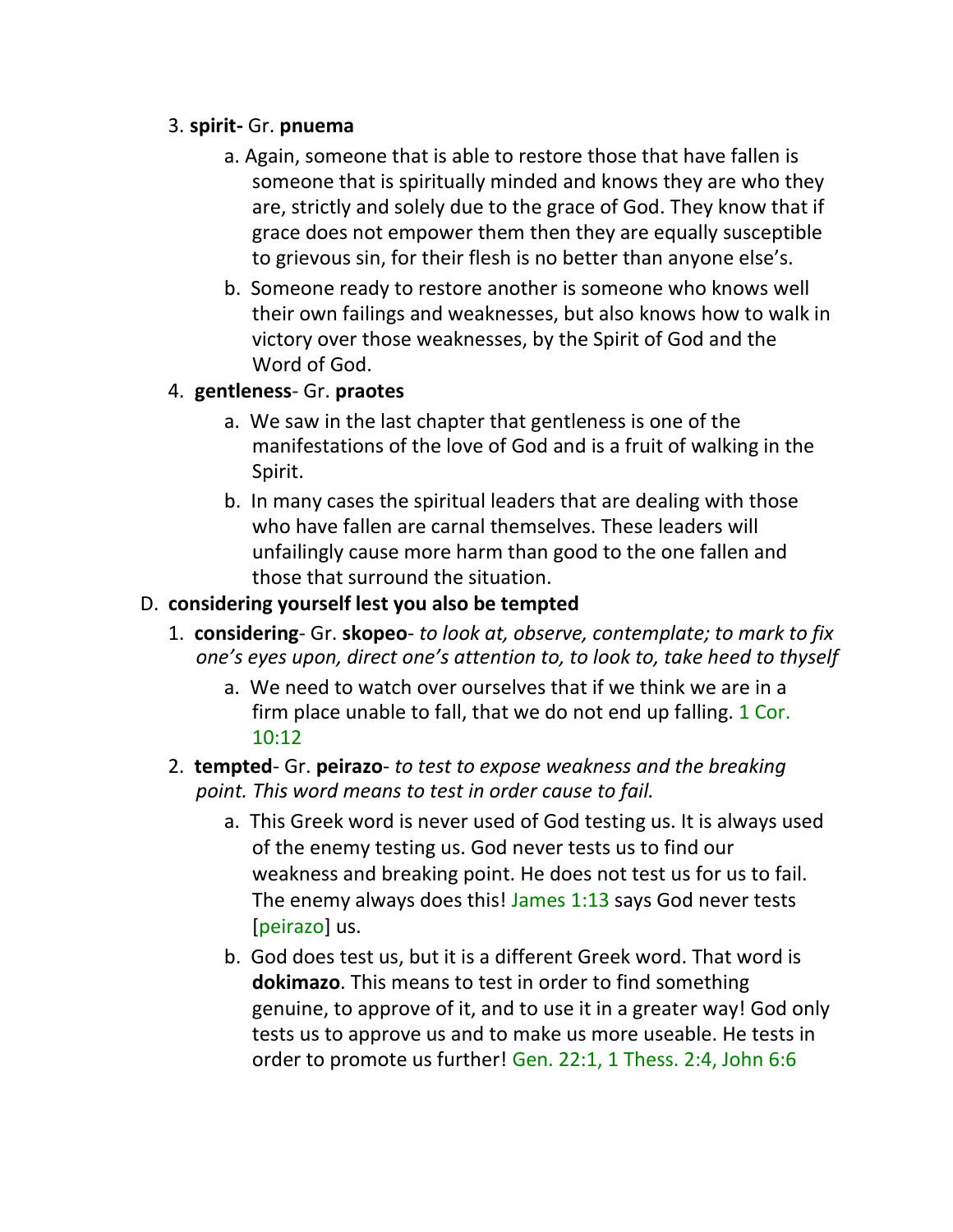3. **spirit-** Gr. **pnuema**

    a. Again, someone that is able to restore those that have fallen is someone that is spiritually minded and knows they are who they are, strictly and solely due to the grace of God. They know that if grace does not empower them then they are equally susceptible to grievous sin, for their flesh is no better than anyone else's.

    b. Someone ready to restore another is someone who knows well their own failings and weaknesses, but also knows how to walk in victory over those weaknesses, by the Spirit of God and the Word of God.

4. **gentleness**- Gr. **praotes**

    a. We saw in the last chapter that gentleness is one of the manifestations of the love of God and is a fruit of walking in the Spirit.

    b. In many cases the spiritual leaders that are dealing with those who have fallen are carnal themselves. These leaders will unfailingly cause more harm than good to the one fallen and those that surround the situation.

D. **considering yourself lest you also be tempted**

1. **considering**- Gr. **skopeo**- *to look at, observe, contemplate; to mark to fix one's eyes upon, direct one's attention to, to look to, take heed to thyself*

    a. We need to watch over ourselves that if we think we are in a firm place unable to fall, that we do not end up falling. 1 Cor. 10:12

2. **tempted**- Gr. **peirazo**- *to test to expose weakness and the breaking point. This word means to test in order cause to fail.*

    a. This Greek word is never used of God testing us. It is always used of the enemy testing us. God never tests us to find our weakness and breaking point. He does not test us for us to fail. The enemy always does this! James 1:13 says God never tests [peirazo] us.

    b. God does test us, but it is a different Greek word. That word is **dokimazo**. This means to test in order to find something genuine, to approve of it, and to use it in a greater way! God only tests us to approve us and to make us more useable. He tests in order to promote us further! Gen. 22:1, 1 Thess. 2:4, John 6:6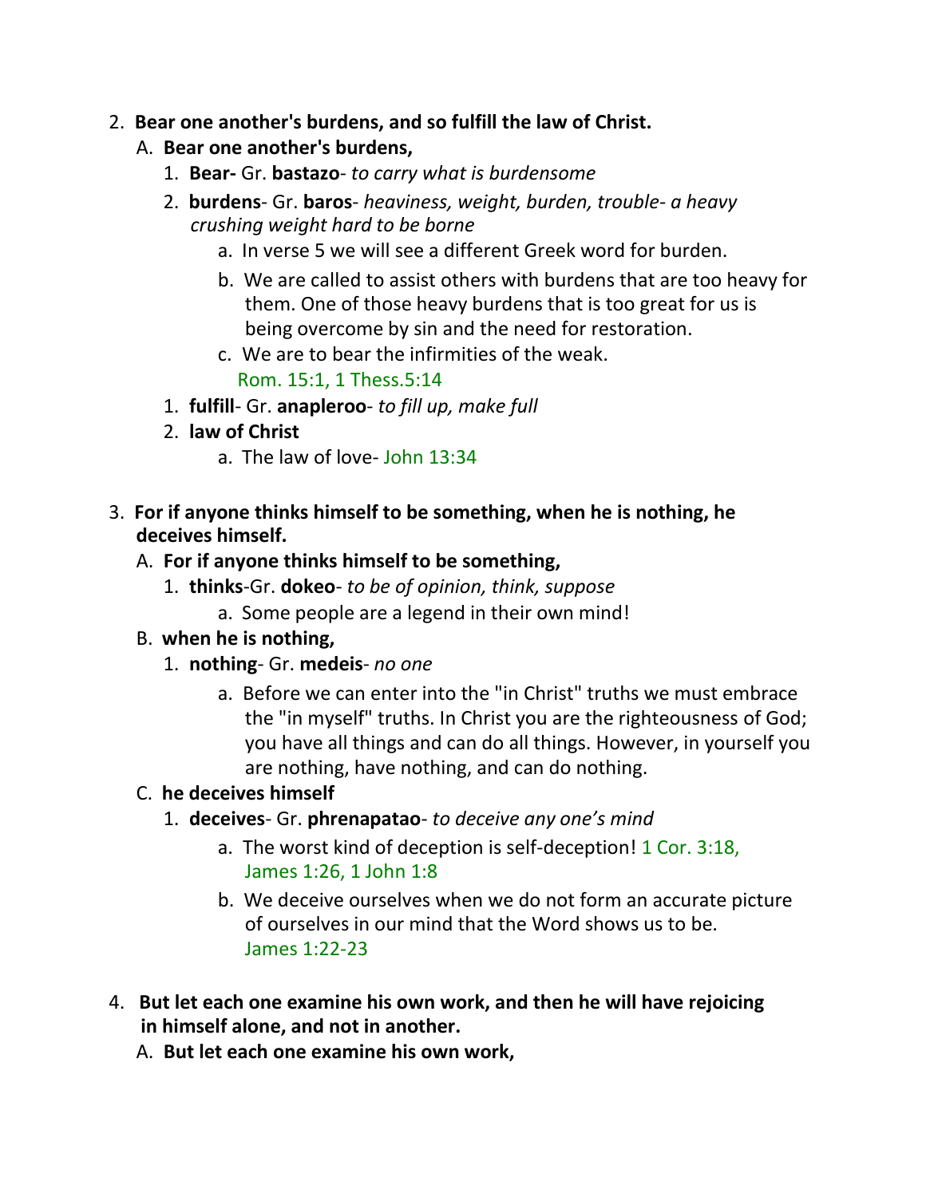2. **Bear one another's burdens, and so fulfill the law of Christ.**
   A. **Bear one another's burdens,**
      1. **Bear-** Gr. **bastazo**- *to carry what is burdensome*
      2. **burdens**- Gr. **baros**- *heaviness, weight, burden, trouble- a heavy crushing weight hard to be borne*
         a. In verse 5 we will see a different Greek word for burden.
         b. We are called to assist others with burdens that are too heavy for them. One of those heavy burdens that is too great for us is being overcome by sin and the need for restoration.
         c. We are to bear the infirmities of the weak. Rom. 15:1, 1 Thess.5:14
      1. **fulfill**- Gr. **anapleroo**- *to fill up, make full*
      2. **law of Christ**
         a. The law of love- John 13:34

3. **For if anyone thinks himself to be something, when he is nothing, he deceives himself.**
   A. **For if anyone thinks himself to be something,**
      1. **thinks**-Gr. **dokeo**- *to be of opinion, think, suppose*
         a. Some people are a legend in their own mind!
   B. **when he is nothing,**
      1. **nothing**- Gr. **medeis**- *no one*
         a. Before we can enter into the "in Christ" truths we must embrace the "in myself" truths. In Christ you are the righteousness of God; you have all things and can do all things. However, in yourself you are nothing, have nothing, and can do nothing.
   C. **he deceives himself**
      1. **deceives**- Gr. **phrenapatao**- *to deceive any one's mind*
         a. The worst kind of deception is self-deception! 1 Cor. 3:18, James 1:26, 1 John 1:8
         b. We deceive ourselves when we do not form an accurate picture of ourselves in our mind that the Word shows us to be. James 1:22-23

4. **But let each one examine his own work, and then he will have rejoicing in himself alone, and not in another.**
   A. **But let each one examine his own work,**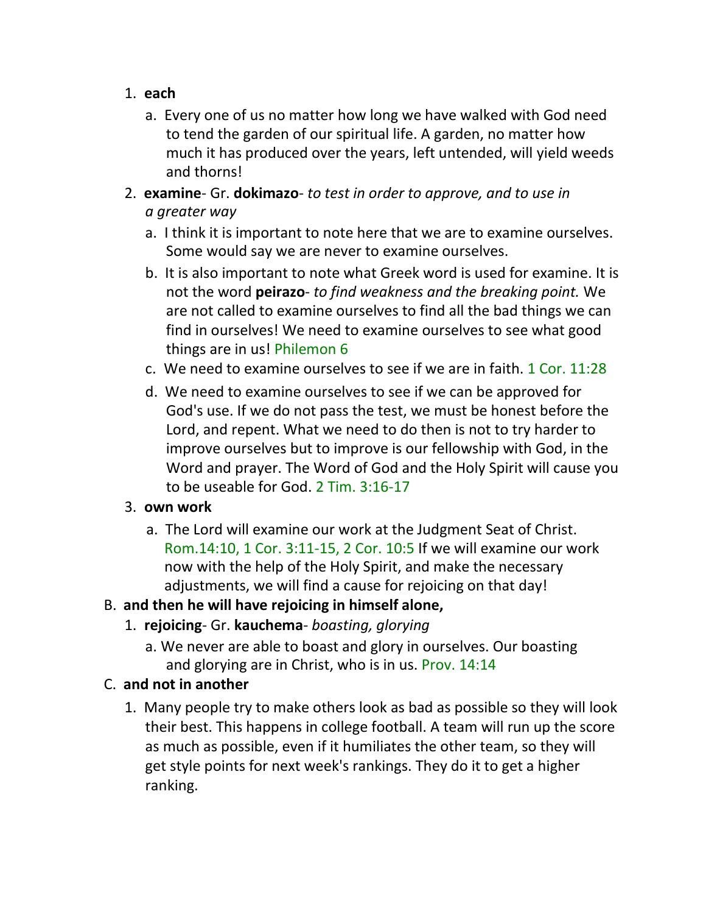1. **each**
   a. Every one of us no matter how long we have walked with God need to tend the garden of our spiritual life. A garden, no matter how much it has produced over the years, left untended, will yield weeds and thorns!
2. **examine**- Gr. **dokimazo**- *to test in order to approve, and to use in a greater way*
   a. I think it is important to note here that we are to examine ourselves. Some would say we are never to examine ourselves.
   b. It is also important to note what Greek word is used for examine. It is not the word **peirazo**- *to find weakness and the breaking point.* We are not called to examine ourselves to find all the bad things we can find in ourselves! We need to examine ourselves to see what good things are in us! Philemon 6
   c. We need to examine ourselves to see if we are in faith. 1 Cor. 11:28
   d. We need to examine ourselves to see if we can be approved for God's use. If we do not pass the test, we must be honest before the Lord, and repent. What we need to do then is not to try harder to improve ourselves but to improve is our fellowship with God, in the Word and prayer. The Word of God and the Holy Spirit will cause you to be useable for God. 2 Tim. 3:16-17
3. **own work**
   a. The Lord will examine our work at the Judgment Seat of Christ. Rom.14:10, 1 Cor. 3:11-15, 2 Cor. 10:5 If we will examine our work now with the help of the Holy Spirit, and make the necessary adjustments, we will find a cause for rejoicing on that day!

B. **and then he will have rejoicing in himself alone,**

1. **rejoicing**- Gr. **kauchema**- *boasting, glorying*
   a. We never are able to boast and glory in ourselves. Our boasting and glorying are in Christ, who is in us. Prov. 14:14

C. **and not in another**

1. Many people try to make others look as bad as possible so they will look their best. This happens in college football. A team will run up the score as much as possible, even if it humiliates the other team, so they will get style points for next week's rankings. They do it to get a higher ranking.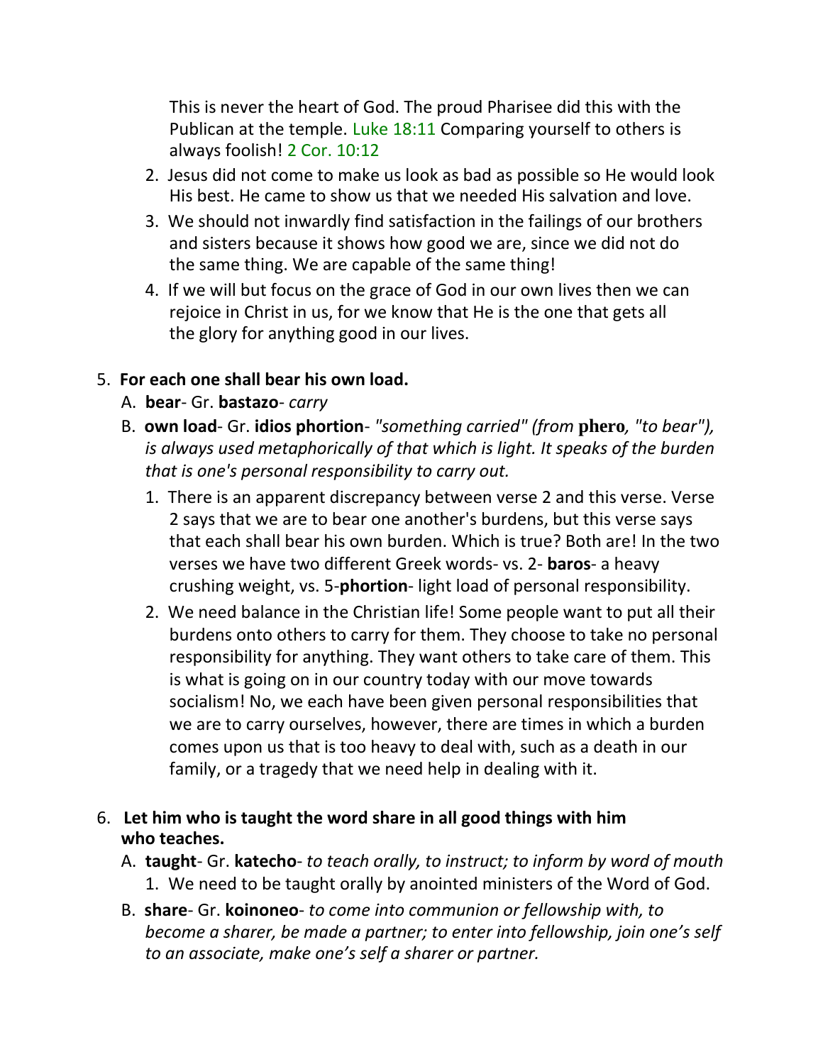This is never the heart of God. The proud Pharisee did this with the Publican at the temple. Luke 18:11 Comparing yourself to others is always foolish! 2 Cor. 10:12

2. Jesus did not come to make us look as bad as possible so He would look His best. He came to show us that we needed His salvation and love.
3. We should not inwardly find satisfaction in the failings of our brothers and sisters because it shows how good we are, since we did not do the same thing. We are capable of the same thing!
4. If we will but focus on the grace of God in our own lives then we can rejoice in Christ in us, for we know that He is the one that gets all the glory for anything good in our lives.

5. **For each one shall bear his own load.**
   A. **bear**- Gr. **bastazo**- *carry*
   B. **own load**- Gr. **idios phortion**- *"something carried" (from* **phero***, "to bear"), is always used metaphorically of that which is light. It speaks of the burden that is one's personal responsibility to carry out.*
      1. There is an apparent discrepancy between verse 2 and this verse. Verse 2 says that we are to bear one another's burdens, but this verse says that each shall bear his own burden. Which is true? Both are! In the two verses we have two different Greek words- vs. 2- **baros**- a heavy crushing weight, vs. 5-**phortion**- light load of personal responsibility.
      2. We need balance in the Christian life! Some people want to put all their burdens onto others to carry for them. They choose to take no personal responsibility for anything. They want others to take care of them. This is what is going on in our country today with our move towards socialism! No, we each have been given personal responsibilities that we are to carry ourselves, however, there are times in which a burden comes upon us that is too heavy to deal with, such as a death in our family, or a tragedy that we need help in dealing with it.

6. **Let him who is taught the word share in all good things with him who teaches.**
   A. **taught**- Gr. **katecho**- *to teach orally, to instruct; to inform by word of mouth*
      1. We need to be taught orally by anointed ministers of the Word of God.
   B. **share**- Gr. **koinoneo**- *to come into communion or fellowship with, to become a sharer, be made a partner; to enter into fellowship, join one's self to an associate, make one's self a sharer or partner.*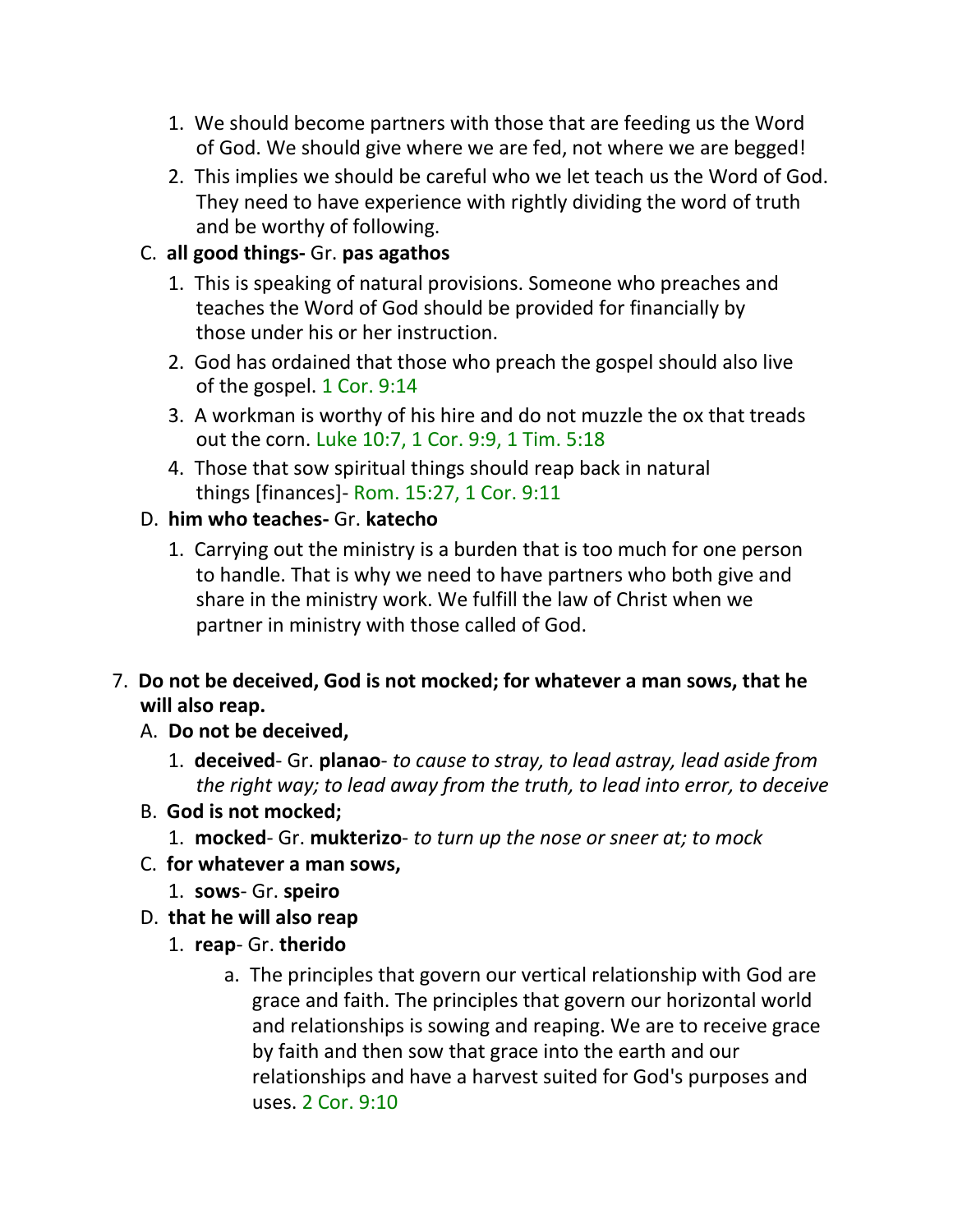1. We should become partners with those that are feeding us the Word of God. We should give where we are fed, not where we are begged!
2. This implies we should be careful who we let teach us the Word of God. They need to have experience with rightly dividing the word of truth and be worthy of following.

C. **all good things-** Gr. **pas agathos**

1. This is speaking of natural provisions. Someone who preaches and teaches the Word of God should be provided for financially by those under his or her instruction.
2. God has ordained that those who preach the gospel should also live of the gospel. 1 Cor. 9:14
3. A workman is worthy of his hire and do not muzzle the ox that treads out the corn. Luke 10:7, 1 Cor. 9:9, 1 Tim. 5:18
4. Those that sow spiritual things should reap back in natural things [finances]- Rom. 15:27, 1 Cor. 9:11

D. **him who teaches-** Gr. **katecho**

1. Carrying out the ministry is a burden that is too much for one person to handle. That is why we need to have partners who both give and share in the ministry work. We fulfill the law of Christ when we partner in ministry with those called of God.

7. **Do not be deceived, God is not mocked; for whatever a man sows, that he will also reap.**

A. **Do not be deceived,**

1. **deceived**- Gr. **planao**- *to cause to stray, to lead astray, lead aside from the right way; to lead away from the truth, to lead into error, to deceive*

B. **God is not mocked;**

1. **mocked**- Gr. **mukterizo**- *to turn up the nose or sneer at; to mock*

C. **for whatever a man sows,**

1. **sows**- Gr. **speiro**

D. **that he will also reap**

1. **reap**- Gr. **therido**
   a. The principles that govern our vertical relationship with God are grace and faith. The principles that govern our horizontal world and relationships is sowing and reaping. We are to receive grace by faith and then sow that grace into the earth and our relationships and have a harvest suited for God's purposes and uses. 2 Cor. 9:10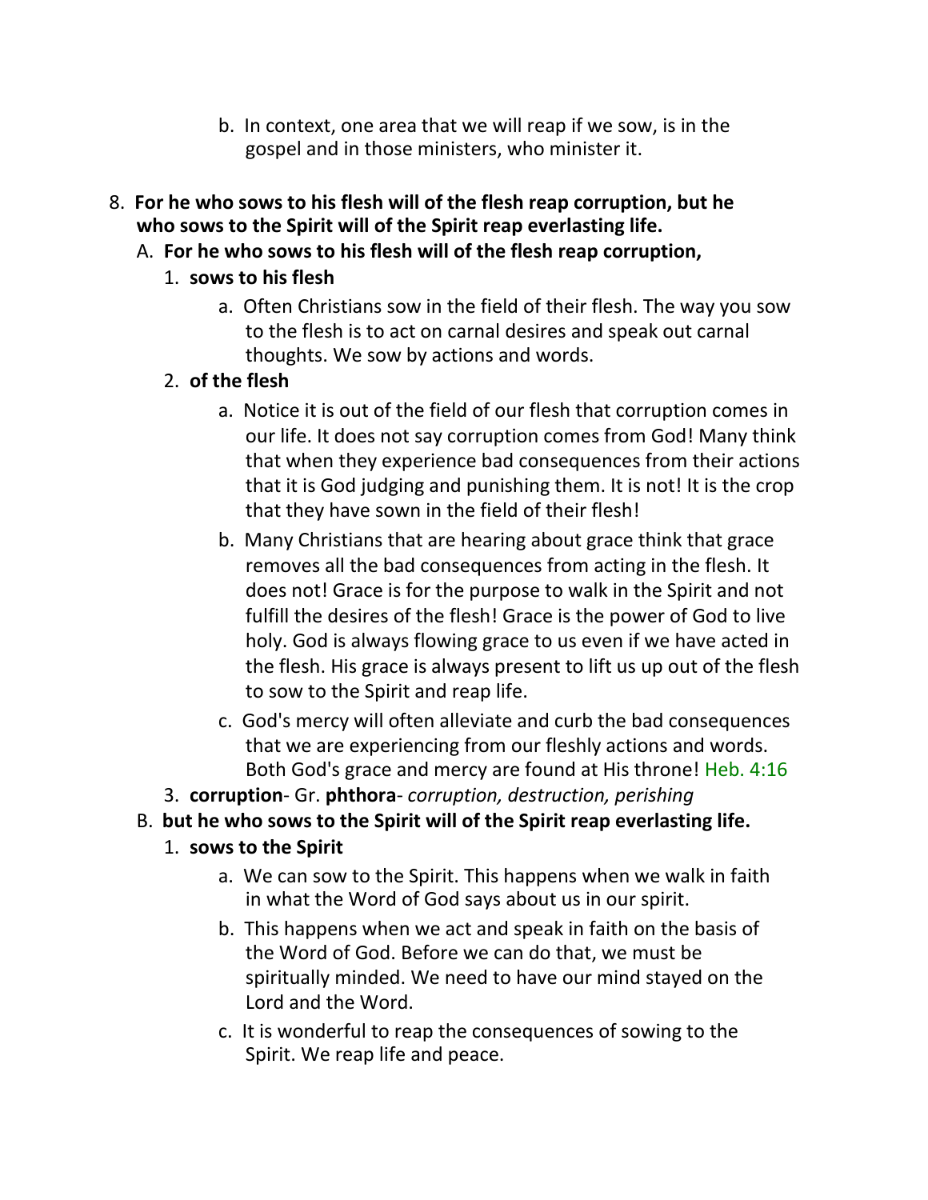b. In context, one area that we will reap if we sow, is in the gospel and in those ministers, who minister it.

8. **For he who sows to his flesh will of the flesh reap corruption, but he who sows to the Spirit will of the Spirit reap everlasting life.**

   A. **For he who sows to his flesh will of the flesh reap corruption,**

      1. **sows to his flesh**

         a. Often Christians sow in the field of their flesh. The way you sow to the flesh is to act on carnal desires and speak out carnal thoughts. We sow by actions and words.

      2. **of the flesh**

         a. Notice it is out of the field of our flesh that corruption comes in our life. It does not say corruption comes from God! Many think that when they experience bad consequences from their actions that it is God judging and punishing them. It is not! It is the crop that they have sown in the field of their flesh!

         b. Many Christians that are hearing about grace think that grace removes all the bad consequences from acting in the flesh. It does not! Grace is for the purpose to walk in the Spirit and not fulfill the desires of the flesh! Grace is the power of God to live holy. God is always flowing grace to us even if we have acted in the flesh. His grace is always present to lift us up out of the flesh to sow to the Spirit and reap life.

         c. God's mercy will often alleviate and curb the bad consequences that we are experiencing from our fleshly actions and words. Both God's grace and mercy are found at His throne! Heb. 4:16

      3. **corruption**- Gr. **phthora**- *corruption, destruction, perishing*

   B. **but he who sows to the Spirit will of the Spirit reap everlasting life.**

      1. **sows to the Spirit**

         a. We can sow to the Spirit. This happens when we walk in faith in what the Word of God says about us in our spirit.

         b. This happens when we act and speak in faith on the basis of the Word of God. Before we can do that, we must be spiritually minded. We need to have our mind stayed on the Lord and the Word.

         c. It is wonderful to reap the consequences of sowing to the Spirit. We reap life and peace.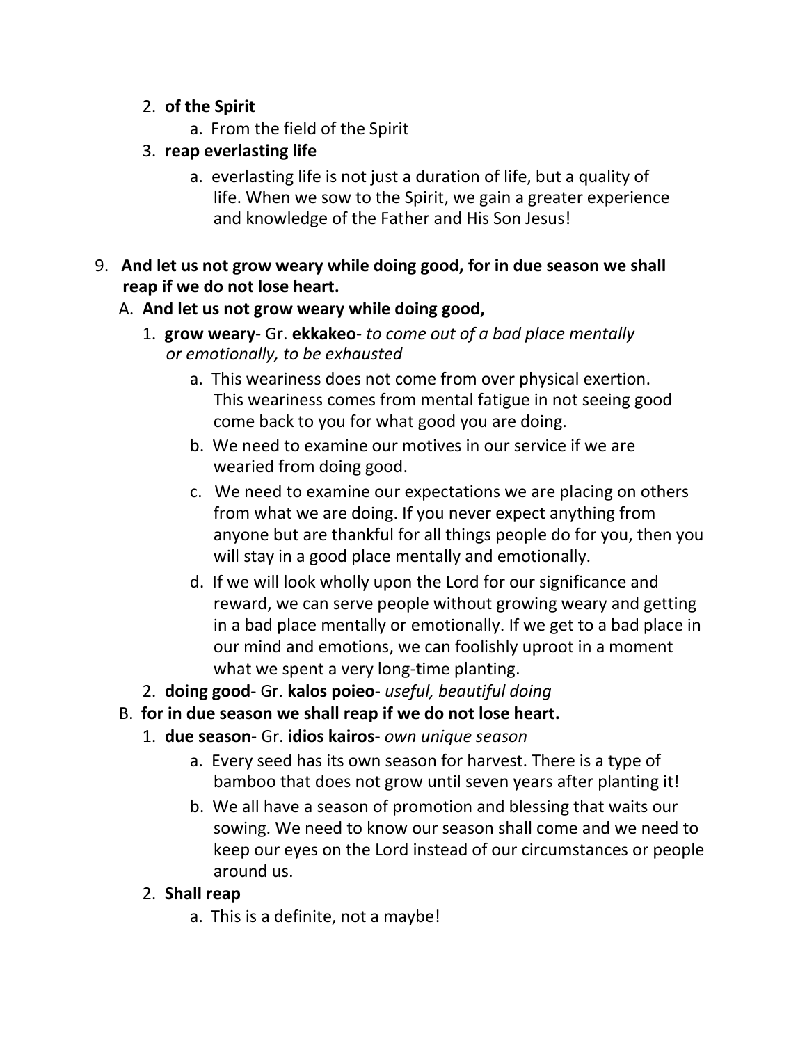2. **of the Spirit**
    a. From the field of the Spirit
3. **reap everlasting life**
    a. everlasting life is not just a duration of life, but a quality of life. When we sow to the Spirit, we gain a greater experience and knowledge of the Father and His Son Jesus!

9. **And let us not grow weary while doing good, for in due season we shall reap if we do not lose heart.**
   A. **And let us not grow weary while doing good,**
      1. **grow weary**- Gr. **ekkakeo**- *to come out of a bad place mentally or emotionally, to be exhausted*
         a. This weariness does not come from over physical exertion. This weariness comes from mental fatigue in not seeing good come back to you for what good you are doing.
         b. We need to examine our motives in our service if we are wearied from doing good.
         c. We need to examine our expectations we are placing on others from what we are doing. If you never expect anything from anyone but are thankful for all things people do for you, then you will stay in a good place mentally and emotionally.
         d. If we will look wholly upon the Lord for our significance and reward, we can serve people without growing weary and getting in a bad place mentally or emotionally. If we get to a bad place in our mind and emotions, we can foolishly uproot in a moment what we spent a very long-time planting.
      2. **doing good**- Gr. **kalos poieo**- *useful, beautiful doing*
   B. **for in due season we shall reap if we do not lose heart.**
      1. **due season**- Gr. **idios kairos**- *own unique season*
         a. Every seed has its own season for harvest. There is a type of bamboo that does not grow until seven years after planting it!
         b. We all have a season of promotion and blessing that waits our sowing. We need to know our season shall come and we need to keep our eyes on the Lord instead of our circumstances or people around us.
      2. **Shall reap**
         a. This is a definite, not a maybe!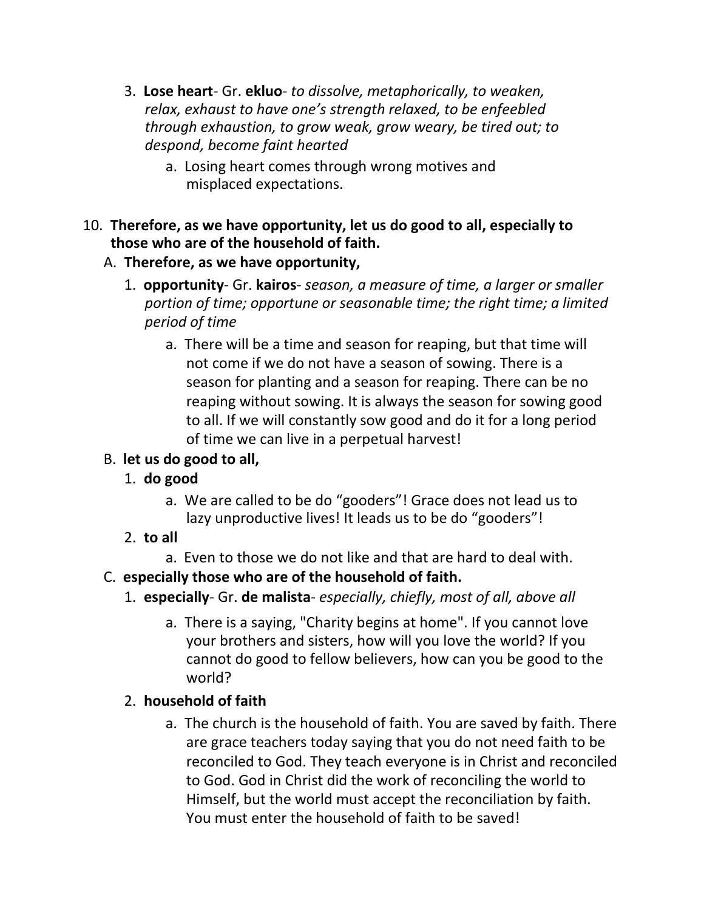3. **Lose heart**- Gr. **ekluo**- *to dissolve, metaphorically, to weaken, relax, exhaust to have one's strength relaxed, to be enfeebled through exhaustion, to grow weak, grow weary, be tired out; to despond, become faint hearted*
    a. Losing heart comes through wrong motives and misplaced expectations.

10. **Therefore, as we have opportunity, let us do good to all, especially to those who are of the household of faith.**
    A. **Therefore, as we have opportunity,**
        1. **opportunity**- Gr. **kairos**- *season, a measure of time, a larger or smaller portion of time; opportune or seasonable time; the right time; a limited period of time*
            a. There will be a time and season for reaping, but that time will not come if we do not have a season of sowing. There is a season for planting and a season for reaping. There can be no reaping without sowing. It is always the season for sowing good to all. If we will constantly sow good and do it for a long period of time we can live in a perpetual harvest!
    B. **let us do good to all,**
        1. **do good**
            a. We are called to be do "gooders"! Grace does not lead us to lazy unproductive lives! It leads us to be do "gooders"!
        2. **to all**
            a. Even to those we do not like and that are hard to deal with.
    C. **especially those who are of the household of faith.**
        1. **especially**- Gr. **de malista**- *especially, chiefly, most of all, above all*
            a. There is a saying, "Charity begins at home". If you cannot love your brothers and sisters, how will you love the world? If you cannot do good to fellow believers, how can you be good to the world?
        2. **household of faith**
            a. The church is the household of faith. You are saved by faith. There are grace teachers today saying that you do not need faith to be reconciled to God. They teach everyone is in Christ and reconciled to God. God in Christ did the work of reconciling the world to Himself, but the world must accept the reconciliation by faith. You must enter the household of faith to be saved!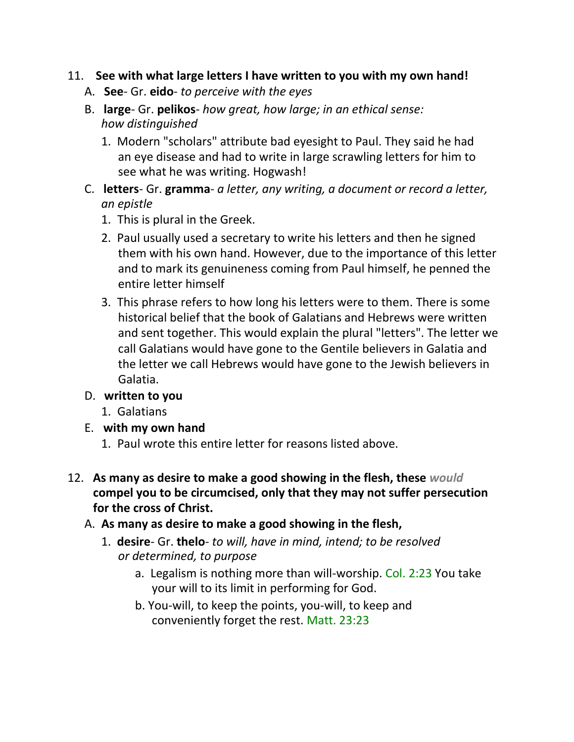11. **See with what large letters I have written to you with my own hand!**
   A. **See**- Gr. **eido**- *to perceive with the eyes*
   B. **large**- Gr. **pelikos**- *how great, how large; in an ethical sense: how distinguished*
      1. Modern "scholars" attribute bad eyesight to Paul. They said he had an eye disease and had to write in large scrawling letters for him to see what he was writing. Hogwash!
   C. **letters**- Gr. **gramma**- *a letter, any writing, a document or record a letter, an epistle*
      1. This is plural in the Greek.
      2. Paul usually used a secretary to write his letters and then he signed them with his own hand. However, due to the importance of this letter and to mark its genuineness coming from Paul himself, he penned the entire letter himself
      3. This phrase refers to how long his letters were to them. There is some historical belief that the book of Galatians and Hebrews were written and sent together. This would explain the plural "letters". The letter we call Galatians would have gone to the Gentile believers in Galatia and the letter we call Hebrews would have gone to the Jewish believers in Galatia.
   D. **written to you**
      1. Galatians
   E. **with my own hand**
      1. Paul wrote this entire letter for reasons listed above.

12. **As many as desire to make a good showing in the flesh, these *would* compel you to be circumcised, only that they may not suffer persecution for the cross of Christ.**
   A. **As many as desire to make a good showing in the flesh,**
      1. **desire**- Gr. **thelo**- *to will, have in mind, intend; to be resolved or determined, to purpose*
         a. Legalism is nothing more than will-worship. Col. 2:23 You take your will to its limit in performing for God.
         b. You-will, to keep the points, you-will, to keep and conveniently forget the rest. Matt. 23:23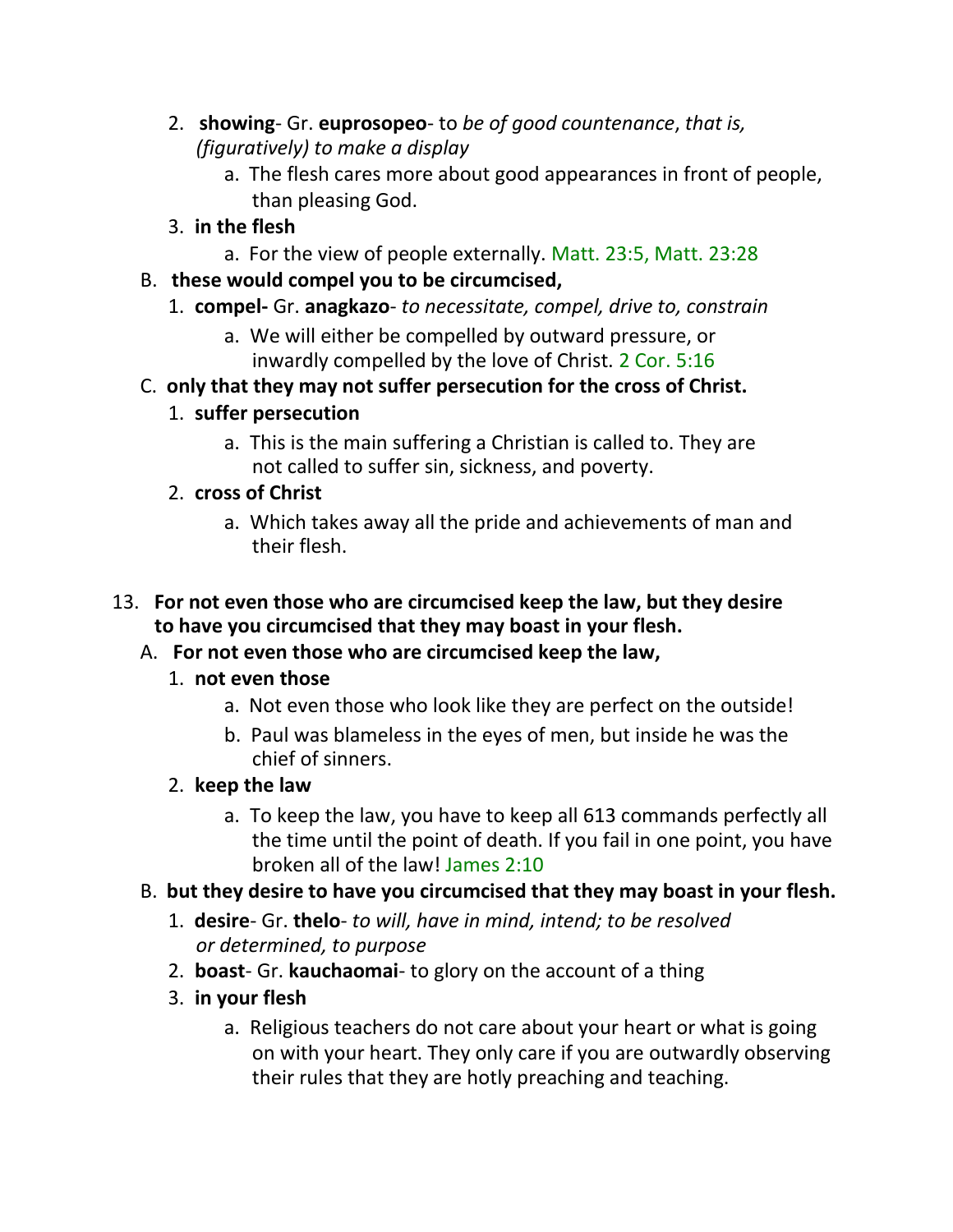2. **showing**- Gr. **euprosopeo**- to *be of good countenance*, *that is, (figuratively) to make a display*
      a. The flesh cares more about good appearances in front of people, than pleasing God.
   3. **in the flesh**
      a. For the view of people externally. Matt. 23:5, Matt. 23:28

B. **these would compel you to be circumcised,**
   1. **compel-** Gr. **anagkazo**- *to necessitate, compel, drive to, constrain*
      a. We will either be compelled by outward pressure, or inwardly compelled by the love of Christ. 2 Cor. 5:16

C. **only that they may not suffer persecution for the cross of Christ.**
   1. **suffer persecution**
      a. This is the main suffering a Christian is called to. They are not called to suffer sin, sickness, and poverty.
   2. **cross of Christ**
      a. Which takes away all the pride and achievements of man and their flesh.

13. **For not even those who are circumcised keep the law, but they desire to have you circumcised that they may boast in your flesh.**

A. **For not even those who are circumcised keep the law,**
   1. **not even those**
      a. Not even those who look like they are perfect on the outside!
      b. Paul was blameless in the eyes of men, but inside he was the chief of sinners.
   2. **keep the law**
      a. To keep the law, you have to keep all 613 commands perfectly all the time until the point of death. If you fail in one point, you have broken all of the law! James 2:10

B. **but they desire to have you circumcised that they may boast in your flesh.**
   1. **desire**- Gr. **thelo**- *to will, have in mind, intend; to be resolved or determined, to purpose*
   2. **boast**- Gr. **kauchaomai**- to glory on the account of a thing
   3. **in your flesh**
      a. Religious teachers do not care about your heart or what is going on with your heart. They only care if you are outwardly observing their rules that they are hotly preaching and teaching.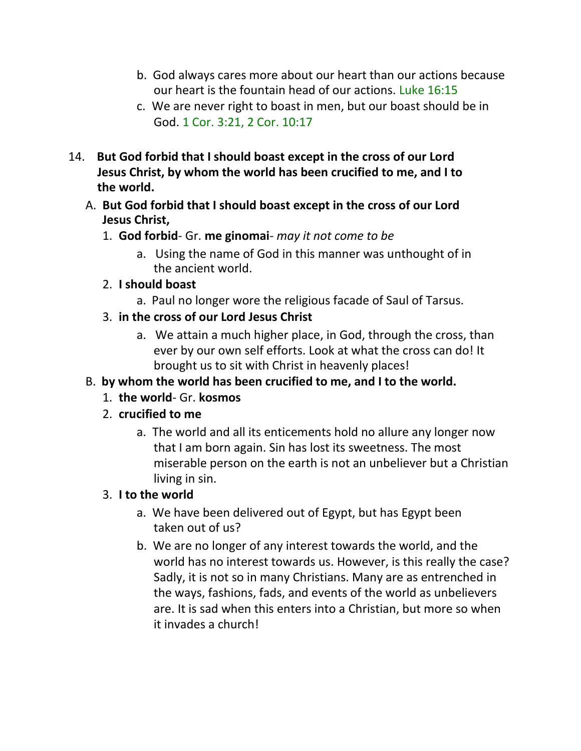b. God always cares more about our heart than our actions because our heart is the fountain head of our actions. Luke 16:15

c. We are never right to boast in men, but our boast should be in God. 1 Cor. 3:21, 2 Cor. 10:17

14. **But God forbid that I should boast except in the cross of our Lord Jesus Christ, by whom the world has been crucified to me, and I to the world.**

   A. **But God forbid that I should boast except in the cross of our Lord Jesus Christ,**

      1. **God forbid**- Gr. **me ginomai**- *may it not come to be*

         a. Using the name of God in this manner was unthought of in the ancient world.

      2. **I should boast**

         a. Paul no longer wore the religious facade of Saul of Tarsus.

      3. **in the cross of our Lord Jesus Christ**

         a. We attain a much higher place, in God, through the cross, than ever by our own self efforts. Look at what the cross can do! It brought us to sit with Christ in heavenly places!

   B. **by whom the world has been crucified to me, and I to the world.**

      1. **the world**- Gr. **kosmos**

      2. **crucified to me**

         a. The world and all its enticements hold no allure any longer now that I am born again. Sin has lost its sweetness. The most miserable person on the earth is not an unbeliever but a Christian living in sin.

      3. **I to the world**

         a. We have been delivered out of Egypt, but has Egypt been taken out of us?

         b. We are no longer of any interest towards the world, and the world has no interest towards us. However, is this really the case? Sadly, it is not so in many Christians. Many are as entrenched in the ways, fashions, fads, and events of the world as unbelievers are. It is sad when this enters into a Christian, but more so when it invades a church!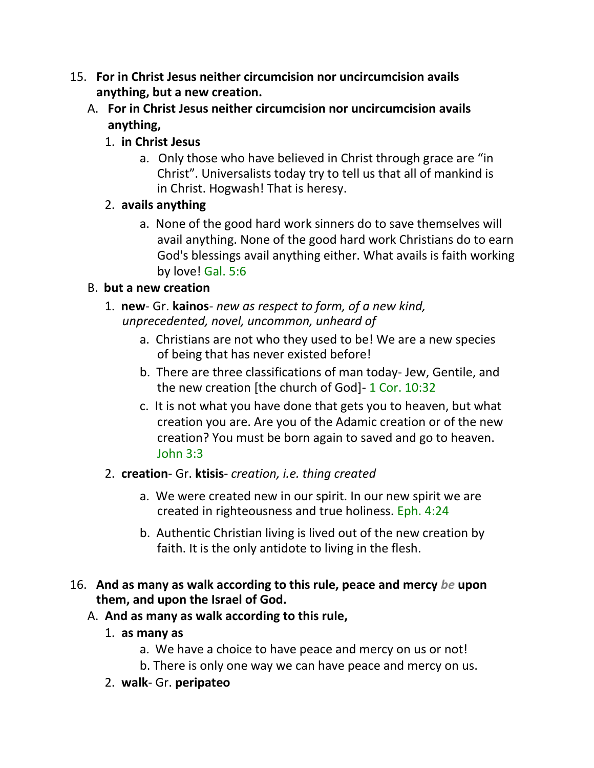15. **For in Christ Jesus neither circumcision nor uncircumcision avails anything, but a new creation.**

   A. **For in Christ Jesus neither circumcision nor uncircumcision avails anything,**

      1. **in Christ Jesus**

         a. Only those who have believed in Christ through grace are "in Christ". Universalists today try to tell us that all of mankind is in Christ. Hogwash! That is heresy.

      2. **avails anything**

         a. None of the good hard work sinners do to save themselves will avail anything. None of the good hard work Christians do to earn God's blessings avail anything either. What avails is faith working by love! Gal. 5:6

   B. **but a new creation**

      1. **new**- Gr. **kainos**- *new as respect to form, of a new kind, unprecedented, novel, uncommon, unheard of*

         a. Christians are not who they used to be! We are a new species of being that has never existed before!

         b. There are three classifications of man today- Jew, Gentile, and the new creation [the church of God]- 1 Cor. 10:32

         c. It is not what you have done that gets you to heaven, but what creation you are. Are you of the Adamic creation or of the new creation? You must be born again to saved and go to heaven. John 3:3

      2. **creation**- Gr. **ktisis**- *creation, i.e. thing created*

         a. We were created new in our spirit. In our new spirit we are created in righteousness and true holiness. Eph. 4:24

         b. Authentic Christian living is lived out of the new creation by faith. It is the only antidote to living in the flesh.

16. **And as many as walk according to this rule, peace and mercy *be* upon them, and upon the Israel of God.**

   A. **And as many as walk according to this rule,**

      1. **as many as**

         a. We have a choice to have peace and mercy on us or not!

         b. There is only one way we can have peace and mercy on us.

      2. **walk**- Gr. **peripateo**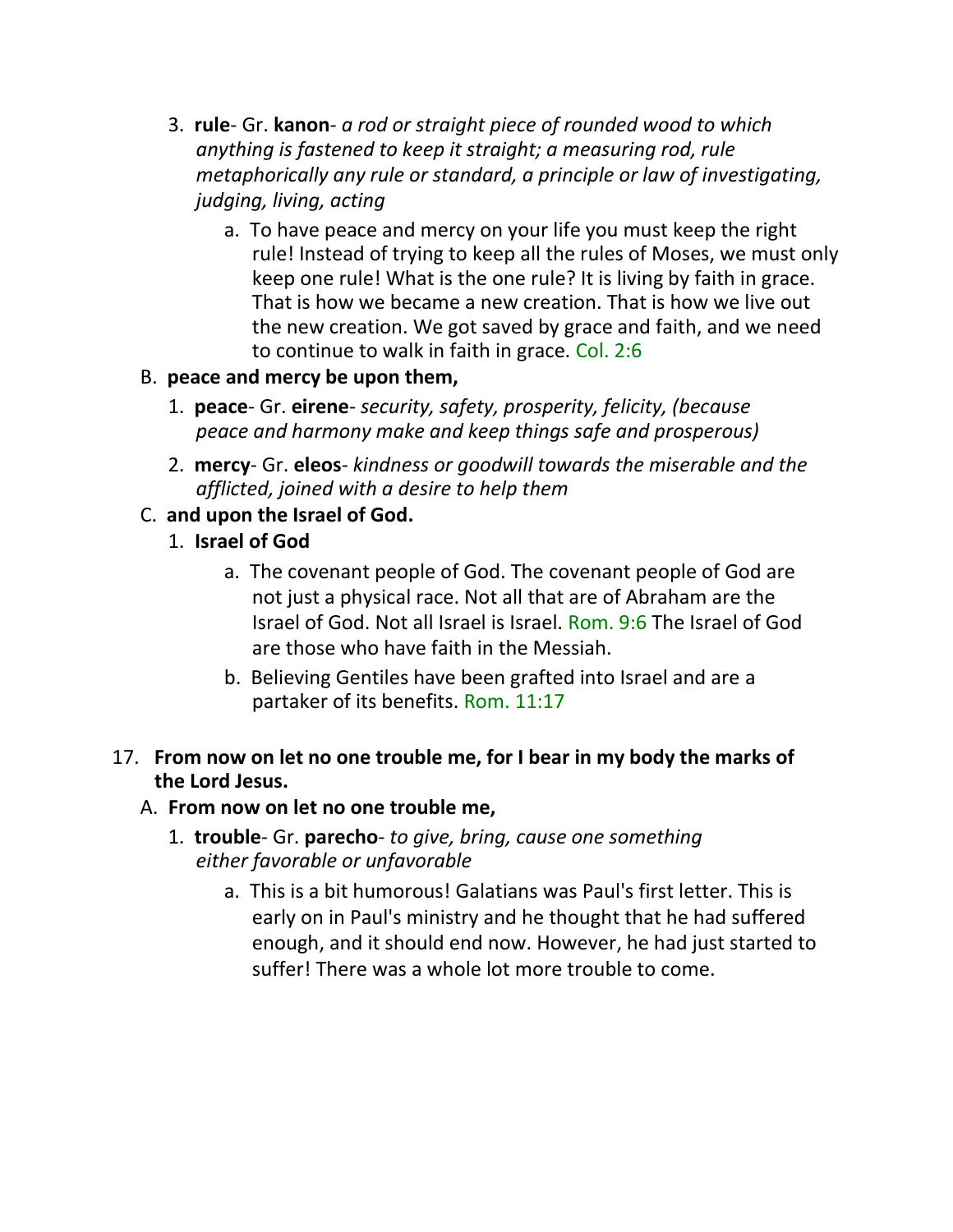3. **rule**- Gr. **kanon**- *a rod or straight piece of rounded wood to which anything is fastened to keep it straight; a measuring rod, rule metaphorically any rule or standard, a principle or law of investigating, judging, living, acting*

    a. To have peace and mercy on your life you must keep the right rule! Instead of trying to keep all the rules of Moses, we must only keep one rule! What is the one rule? It is living by faith in grace. That is how we became a new creation. That is how we live out the new creation. We got saved by grace and faith, and we need to continue to walk in faith in grace. Col. 2:6

B. **peace and mercy be upon them,**

1. **peace**- Gr. **eirene**- *security, safety, prosperity, felicity, (because peace and harmony make and keep things safe and prosperous)*

2. **mercy**- Gr. **eleos**- *kindness or goodwill towards the miserable and the afflicted, joined with a desire to help them*

C. **and upon the Israel of God.**

1. **Israel of God**

    a. The covenant people of God. The covenant people of God are not just a physical race. Not all that are of Abraham are the Israel of God. Not all Israel is Israel. Rom. 9:6 The Israel of God are those who have faith in the Messiah.

    b. Believing Gentiles have been grafted into Israel and are a partaker of its benefits. Rom. 11:17

17. **From now on let no one trouble me, for I bear in my body the marks of the Lord Jesus.**

A. **From now on let no one trouble me,**

1. **trouble**- Gr. **parecho**- *to give, bring, cause one something either favorable or unfavorable*

    a. This is a bit humorous! Galatians was Paul's first letter. This is early on in Paul's ministry and he thought that he had suffered enough, and it should end now. However, he had just started to suffer! There was a whole lot more trouble to come.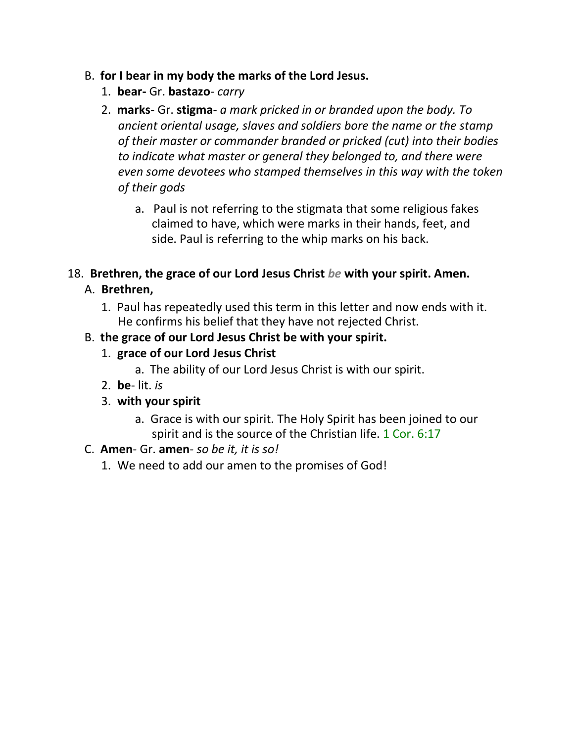B. **for I bear in my body the marks of the Lord Jesus.**

1. **bear-** Gr. **bastazo**- *carry*
2. **marks**- Gr. **stigma**- *a mark pricked in or branded upon the body. To ancient oriental usage, slaves and soldiers bore the name or the stamp of their master or commander branded or pricked (cut) into their bodies to indicate what master or general they belonged to, and there were even some devotees who stamped themselves in this way with the token of their gods*

   a. Paul is not referring to the stigmata that some religious fakes claimed to have, which were marks in their hands, feet, and side. Paul is referring to the whip marks on his back.

18. **Brethren, the grace of our Lord Jesus Christ *be* with your spirit. Amen.**

A. **Brethren,**

1. Paul has repeatedly used this term in this letter and now ends with it. He confirms his belief that they have not rejected Christ.

B. **the grace of our Lord Jesus Christ be with your spirit.**

1. **grace of our Lord Jesus Christ**

   a. The ability of our Lord Jesus Christ is with our spirit.

2. **be**- lit. *is*
3. **with your spirit**

   a. Grace is with our spirit. The Holy Spirit has been joined to our spirit and is the source of the Christian life. 1 Cor. 6:17

C. **Amen**- Gr. **amen**- *so be it, it is so!*

1. We need to add our amen to the promises of God!